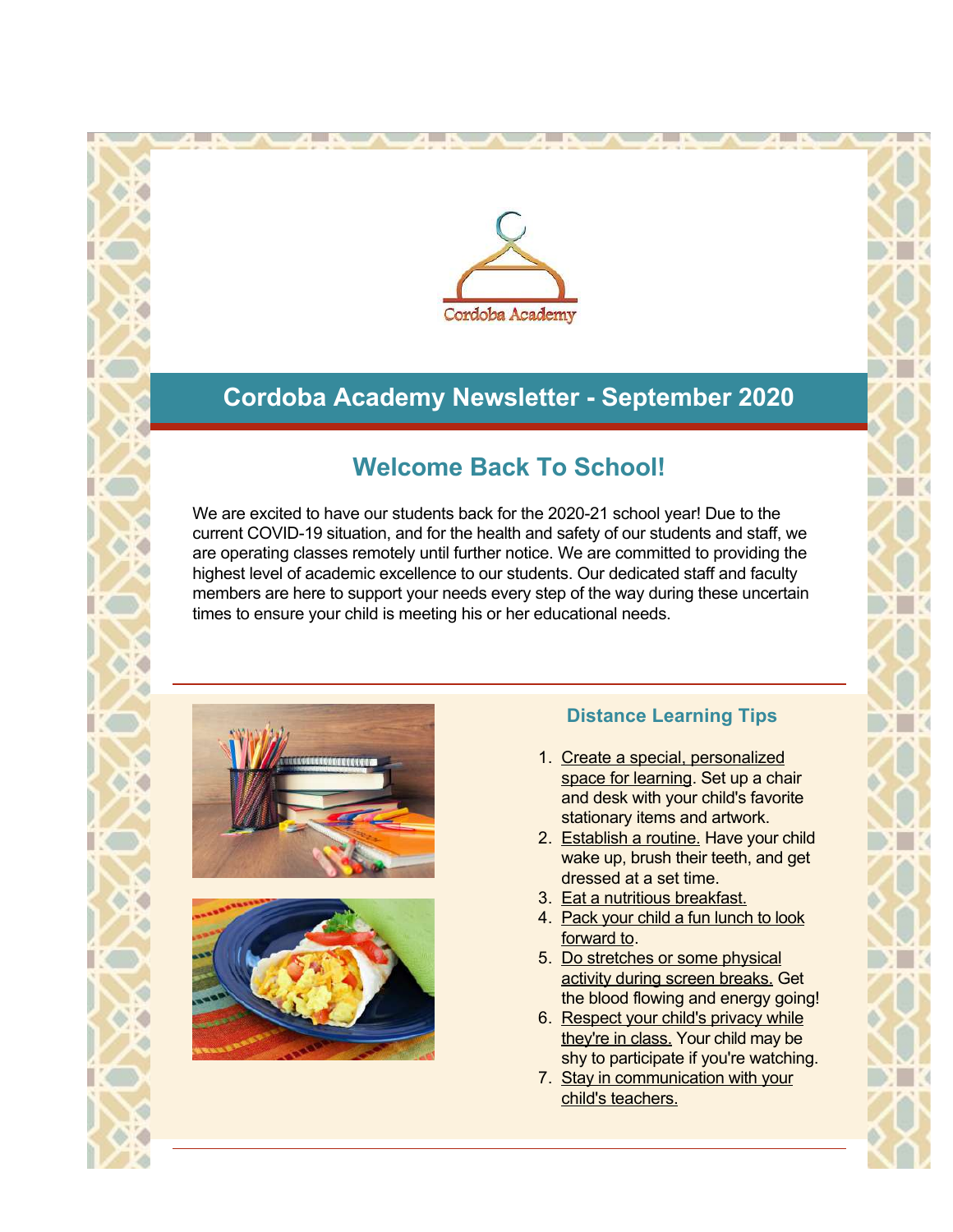Cordoba Academy

# Cordoba Academy Newsletter - September 2020

## Welcome Back To School!

We are excited to have our students back for the 2020-21 school year! Due to the current COVID-19 situation, and for the health and safety of our students and staff, we are operating classes remotely until further notice. We are committed to providing the highest level of academic excellence to our students. Our dedicated staff and faculty members are here to support your needs every step of the way during these uncertain times to ensure your child is meeting his or her educational needs.

### Distance Learning Tips

1. Create a special, personalized space for learning. Set up a chair and desk with your child's favorite stationary items and artwork.
2. Establish a routine. Have your child wake up, brush their teeth, and get dressed at a set time.
3. Eat a nutritious breakfast.
4. Pack your child a fun lunch to look forward to.
5. Do stretches or some physical activity during screen breaks. Get the blood flowing and energy going!
6. Respect your child's privacy while they're in class. Your child may be shy to participate if you're watching.
7. Stay in communication with your child's teachers.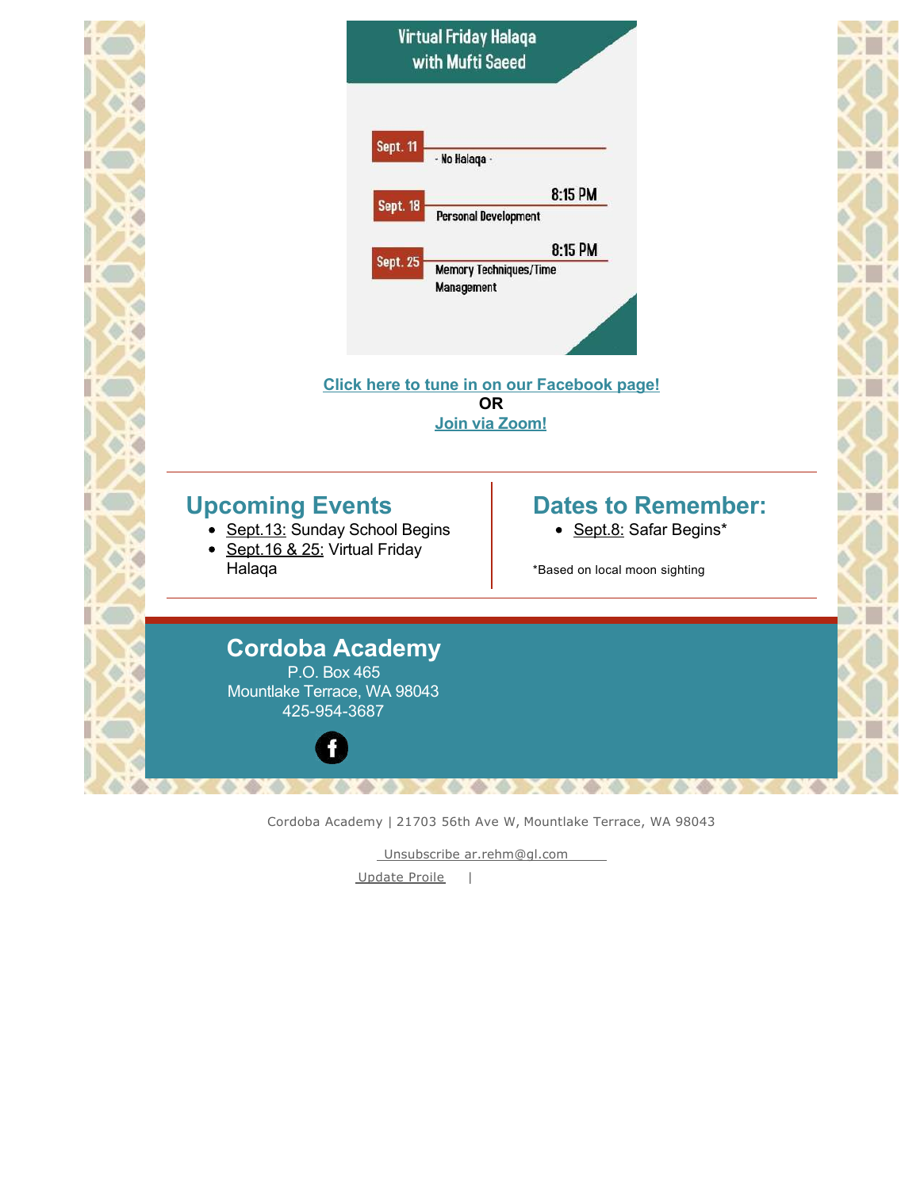## Virtual Friday Halaqa with Mufti Saeed

**Sept. 11** - No Halaqa -

**Sept. 18** 8:15 PM
Personal Development

**Sept. 25** 8:15 PM
Memory Techniques/Time Management

**Click here to tune in on our Facebook page!**
**OR**
**Join via Zoom!**

---

## Upcoming Events

- Sept.13: Sunday School Begins
- Sept.16 & 25: Virtual Friday Halaqa

## Dates to Remember:

- Sept.8: Safar Begins*

*Based on local moon sighting

---

**Cordoba Academy**
P.O. Box 465
Mountlake Terrace, WA 98043
425-954-3687

Cordoba Academy | 21703 56th Ave W, Mountlake Terrace, WA 98043

Unsubscribe ar.rehm@gl.com

Update Proile |